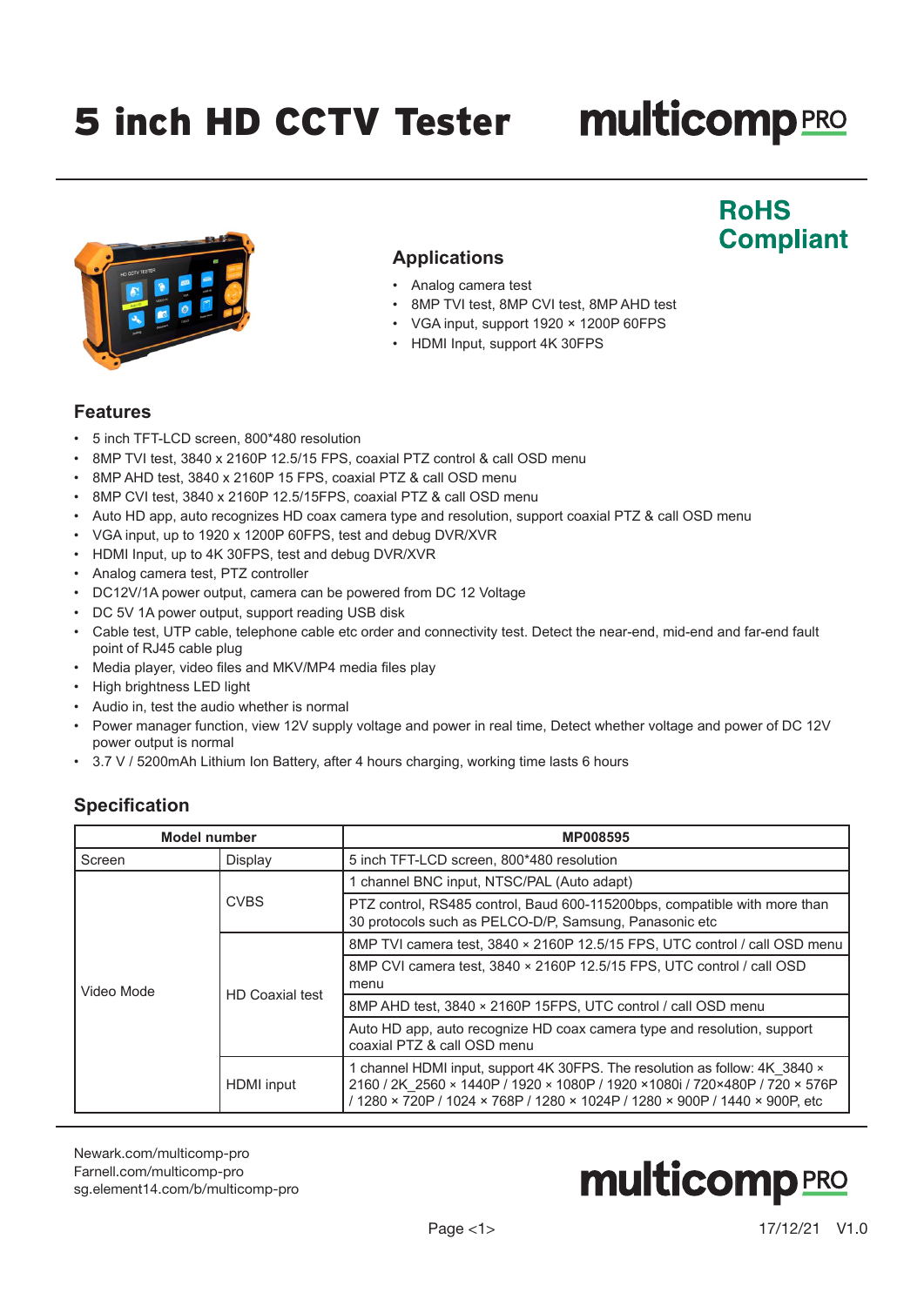# 5 inch HD CCTV Tester

multicomp PRO

**RoHS Compliant**

## Applications

- Analog camera test
- 8MP TVI test, 8MP CVI test, 8MP AHD test
- VGA input, support 1920 × 1200P 60FPS
- HDMI Input, support 4K 30FPS

## Features

- 5 inch TFT-LCD screen, 800*480 resolution
- 8MP TVI test, 3840 x 2160P 12.5/15 FPS, coaxial PTZ control & call OSD menu
- 8MP AHD test, 3840 x 2160P 15 FPS, coaxial PTZ & call OSD menu
- 8MP CVI test, 3840 x 2160P 12.5/15FPS, coaxial PTZ & call OSD menu
- Auto HD app, auto recognizes HD coax camera type and resolution, support coaxial PTZ & call OSD menu
- VGA input, up to 1920 x 1200P 60FPS, test and debug DVR/XVR
- HDMI Input, up to 4K 30FPS, test and debug DVR/XVR
- Analog camera test, PTZ controller
- DC12V/1A power output, camera can be powered from DC 12 Voltage
- DC 5V 1A power output, support reading USB disk
- Cable test, UTP cable, telephone cable etc order and connectivity test. Detect the near-end, mid-end and far-end fault point of RJ45 cable plug
- Media player, video files and MKV/MP4 media files play
- High brightness LED light
- Audio in, test the audio whether is normal
- Power manager function, view 12V supply voltage and power in real time, Detect whether voltage and power of DC 12V power output is normal
- 3.7 V / 5200mAh Lithium Ion Battery, after 4 hours charging, working time lasts 6 hours

## Specification

| Model number | | MP008595 |
|---|---|---|
| Screen | Display | 5 inch TFT-LCD screen, 800*480 resolution |
| Video Mode | CVBS | 1 channel BNC input, NTSC/PAL (Auto adapt) |
| | | PTZ control, RS485 control, Baud 600-115200bps, compatible with more than 30 protocols such as PELCO-D/P, Samsung, Panasonic etc |
| | HD Coaxial test | 8MP TVI camera test, 3840 × 2160P 12.5/15 FPS, UTC control / call OSD menu |
| | | 8MP CVI camera test, 3840 × 2160P 12.5/15 FPS, UTC control / call OSD menu |
| | | 8MP AHD test, 3840 × 2160P 15FPS, UTC control / call OSD menu |
| | | Auto HD app, auto recognize HD coax camera type and resolution, support coaxial PTZ & call OSD menu |
| | HDMI input | 1 channel HDMI input, support 4K 30FPS. The resolution as follow: 4K_3840 × 2160 / 2K_2560 × 1440P / 1920 × 1080P / 1920 ×1080i / 720×480P / 720 × 576P / 1280 × 720P / 1024 × 768P / 1280 × 1024P / 1280 × 900P / 1440 × 900P, etc |

Newark.com/multicomp-pro
Farnell.com/multicomp-pro
sg.element14.com/b/multicomp-pro

17/12/21 V1.0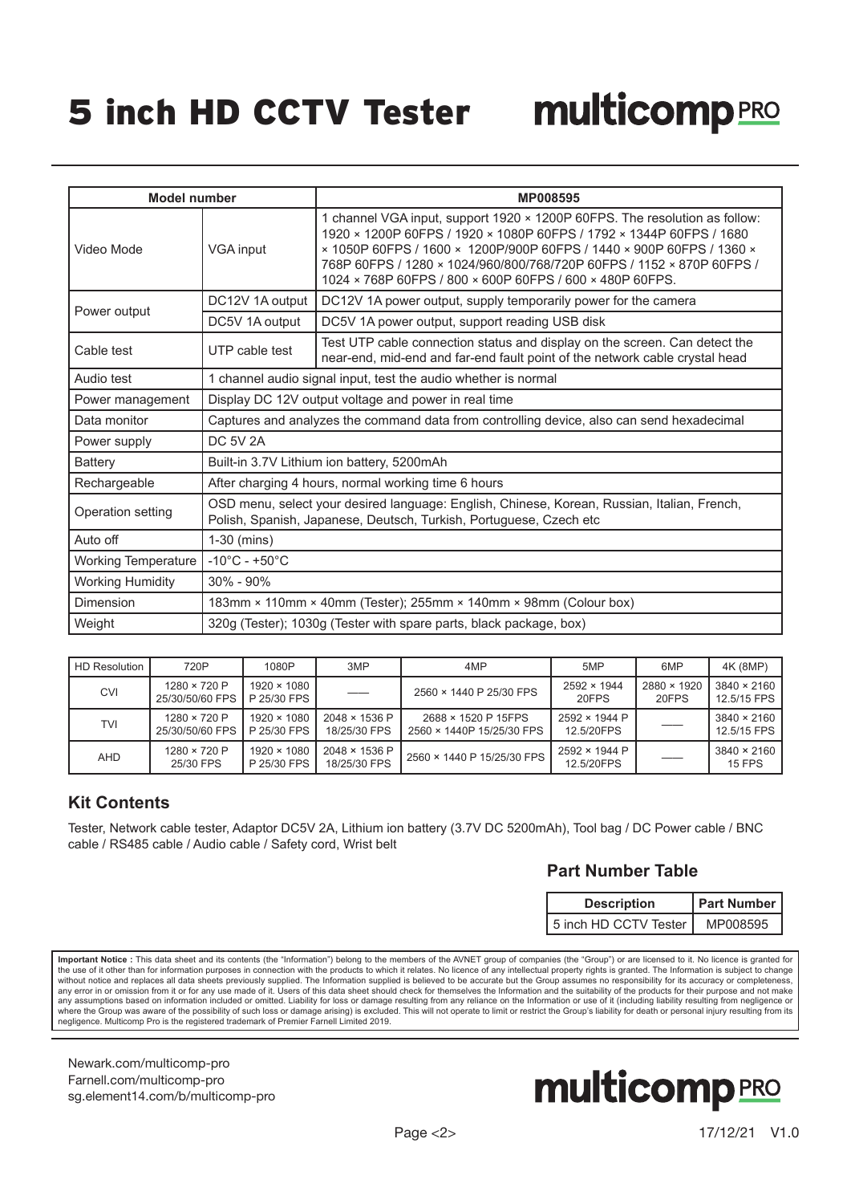# 5 inch HD CCTV Tester

multicomp PRO

| Model number | | MP008595 |
|---|---|---|
| Video Mode | VGA input | 1 channel VGA input, support 1920 × 1200P 60FPS. The resolution as follow: 1920 × 1200P 60FPS / 1920 × 1080P 60FPS / 1792 × 1344P 60FPS / 1680 × 1050P 60FPS / 1600 × 1200P/900P 60FPS / 1440 × 900P 60FPS / 1360 × 768P 60FPS / 1280 × 1024/960/800/768/720P 60FPS / 1152 × 870P 60FPS / 1024 × 768P 60FPS / 800 × 600P 60FPS / 600 × 480P 60FPS. |
| Power output | DC12V 1A output | DC12V 1A power output, supply temporarily power for the camera |
| | DC5V 1A output | DC5V 1A power output, support reading USB disk |
| Cable test | UTP cable test | Test UTP cable connection status and display on the screen. Can detect the near-end, mid-end and far-end fault point of the network cable crystal head |
| Audio test | 1 channel audio signal input, test the audio whether is normal | |
| Power management | Display DC 12V output voltage and power in real time | |
| Data monitor | Captures and analyzes the command data from controlling device, also can send hexadecimal | |
| Power supply | DC 5V 2A | |
| Battery | Built-in 3.7V Lithium ion battery, 5200mAh | |
| Rechargeable | After charging 4 hours, normal working time 6 hours | |
| Operation setting | OSD menu, select your desired language: English, Chinese, Korean, Russian, Italian, French, Polish, Spanish, Japanese, Deutsch, Turkish, Portuguese, Czech etc | |
| Auto off | 1-30 (mins) | |
| Working Temperature | -10°C - +50°C | |
| Working Humidity | 30% - 90% | |
| Dimension | 183mm × 110mm × 40mm (Tester); 255mm × 140mm × 98mm (Colour box) | |
| Weight | 320g (Tester); 1030g (Tester with spare parts, black package, box) | |

| HD Resolution | 720P | 1080P | 3MP | 4MP | 5MP | 6MP | 4K (8MP) |
|---|---|---|---|---|---|---|---|
| CVI | 1280 × 720 P 25/30/50/60 FPS | 1920 × 1080 P 25/30 FPS | —— | 2560 × 1440 P 25/30 FPS | 2592 × 1944 20FPS | 2880 × 1920 20FPS | 3840 × 2160 12.5/15 FPS |
| TVI | 1280 × 720 P 25/30/50/60 FPS | 1920 × 1080 P 25/30 FPS | 2048 × 1536 P 18/25/30 FPS | 2688 × 1520 P 15FPS 2560 × 1440P 15/25/30 FPS | 2592 × 1944 P 12.5/20FPS | —— | 3840 × 2160 12.5/15 FPS |
| AHD | 1280 × 720 P 25/30 FPS | 1920 × 1080 P 25/30 FPS | 2048 × 1536 P 18/25/30 FPS | 2560 × 1440 P 15/25/30 FPS | 2592 × 1944 P 12.5/20FPS | —— | 3840 × 2160 15 FPS |

## Kit Contents

Tester, Network cable tester, Adaptor DC5V 2A, Lithium ion battery (3.7V DC 5200mAh), Tool bag / DC Power cable / BNC cable / RS485 cable / Audio cable / Safety cord, Wrist belt

## Part Number Table

| Description | Part Number |
|---|---|
| 5 inch HD CCTV Tester | MP008595 |

**Important Notice :** This data sheet and its contents (the "Information") belong to the members of the AVNET group of companies (the "Group") or are licensed to it. No licence is granted for the use of it other than for information purposes in connection with the products to which it relates. No licence of any intellectual property rights is granted. The Information is subject to change without notice and replaces all data sheets previously supplied. The Information supplied is believed to be accurate but the Group assumes no responsibility for its accuracy or completeness, any error in or omission from it or for any use made of it. Users of this data sheet should check for themselves the Information and the suitability of the products for their purpose and not make any assumptions based on information included or omitted. Liability for loss or damage resulting from any reliance on the Information or use of it (including liability resulting from negligence or where the Group was aware of the possibility of such loss or damage arising) is excluded. This will not operate to limit or restrict the Group's liability for death or personal injury resulting from its negligence. Multicomp Pro is the registered trademark of Premier Farnell Limited 2019.

Newark.com/multicomp-pro
Farnell.com/multicomp-pro
sg.element14.com/b/multicomp-pro

multicomp PRO

17/12/21 V1.0